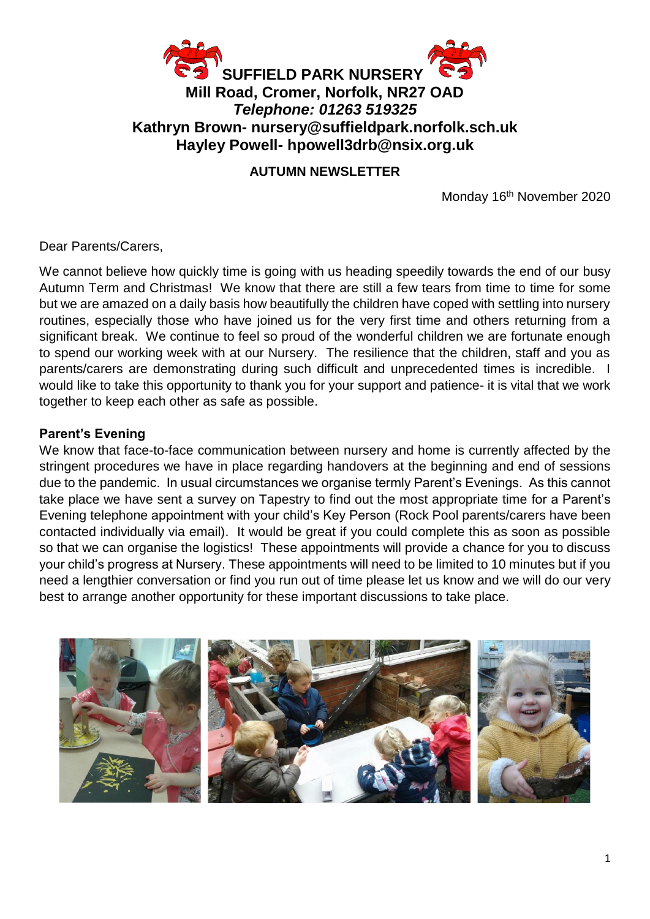# SUFFIELD PARK NURSERY

**Mill Road, Cromer, Norfolk, NR27 OAD**

***Telephone: 01263 519325***

**Kathryn Brown- nursery@suffieldpark.norfolk.sch.uk**

**Hayley Powell- hpowell3drb@nsix.org.uk**

## AUTUMN NEWSLETTER

Monday 16th November 2020

Dear Parents/Carers,

We cannot believe how quickly time is going with us heading speedily towards the end of our busy Autumn Term and Christmas! We know that there are still a few tears from time to time for some but we are amazed on a daily basis how beautifully the children have coped with settling into nursery routines, especially those who have joined us for the very first time and others returning from a significant break. We continue to feel so proud of the wonderful children we are fortunate enough to spend our working week with at our Nursery. The resilience that the children, staff and you as parents/carers are demonstrating during such difficult and unprecedented times is incredible. I would like to take this opportunity to thank you for your support and patience- it is vital that we work together to keep each other as safe as possible.

**Parent's Evening**

We know that face-to-face communication between nursery and home is currently affected by the stringent procedures we have in place regarding handovers at the beginning and end of sessions due to the pandemic. In usual circumstances we organise termly Parent's Evenings. As this cannot take place we have sent a survey on Tapestry to find out the most appropriate time for a Parent's Evening telephone appointment with your child's Key Person (Rock Pool parents/carers have been contacted individually via email). It would be great if you could complete this as soon as possible so that we can organise the logistics! These appointments will provide a chance for you to discuss your child's progress at Nursery. These appointments will need to be limited to 10 minutes but if you need a lengthier conversation or find you run out of time please let us know and we will do our very best to arrange another opportunity for these important discussions to take place.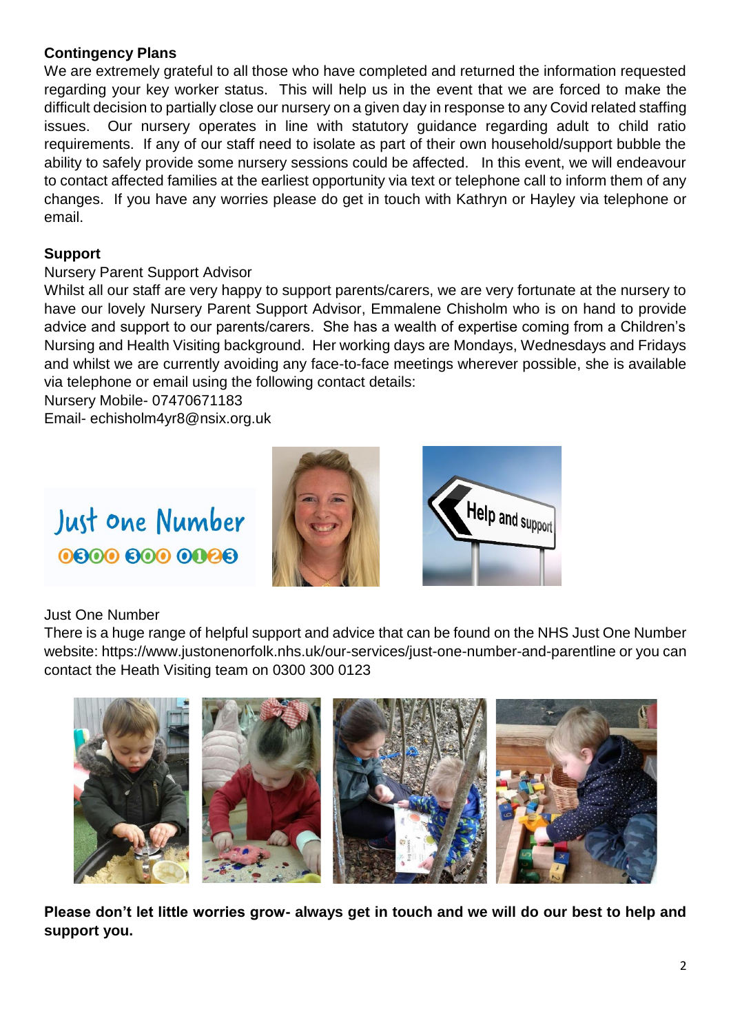## Contingency Plans

We are extremely grateful to all those who have completed and returned the information requested regarding your key worker status. This will help us in the event that we are forced to make the difficult decision to partially close our nursery on a given day in response to any Covid related staffing issues. Our nursery operates in line with statutory guidance regarding adult to child ratio requirements. If any of our staff need to isolate as part of their own household/support bubble the ability to safely provide some nursery sessions could be affected. In this event, we will endeavour to contact affected families at the earliest opportunity via text or telephone call to inform them of any changes. If you have any worries please do get in touch with Kathryn or Hayley via telephone or email.

## Support

Nursery Parent Support Advisor

Whilst all our staff are very happy to support parents/carers, we are very fortunate at the nursery to have our lovely Nursery Parent Support Advisor, Emmalene Chisholm who is on hand to provide advice and support to our parents/carers. She has a wealth of expertise coming from a Children's Nursing and Health Visiting background. Her working days are Mondays, Wednesdays and Fridays and whilst we are currently avoiding any face-to-face meetings wherever possible, she is available via telephone or email using the following contact details:

Nursery Mobile- 07470671183

Email- echisholm4yr8@nsix.org.uk

Just One Number

There is a huge range of helpful support and advice that can be found on the NHS Just One Number website: https://www.justonenorfolk.nhs.uk/our-services/just-one-number-and-parentline or you can contact the Heath Visiting team on 0300 300 0123

**Please don't let little worries grow- always get in touch and we will do our best to help and support you.**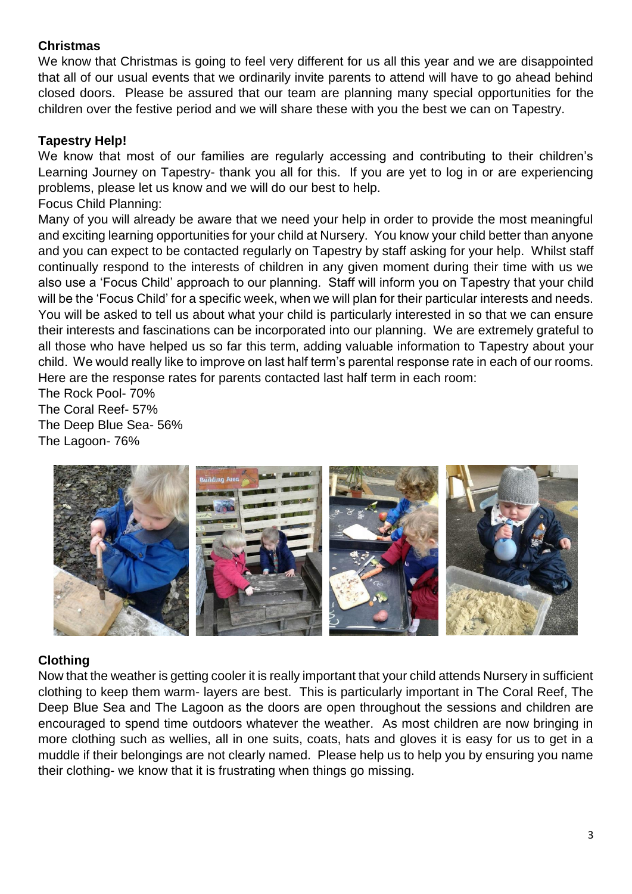## Christmas

We know that Christmas is going to feel very different for us all this year and we are disappointed that all of our usual events that we ordinarily invite parents to attend will have to go ahead behind closed doors. Please be assured that our team are planning many special opportunities for the children over the festive period and we will share these with you the best we can on Tapestry.

## Tapestry Help!

We know that most of our families are regularly accessing and contributing to their children's Learning Journey on Tapestry- thank you all for this. If you are yet to log in or are experiencing problems, please let us know and we will do our best to help.

Focus Child Planning:

Many of you will already be aware that we need your help in order to provide the most meaningful and exciting learning opportunities for your child at Nursery. You know your child better than anyone and you can expect to be contacted regularly on Tapestry by staff asking for your help. Whilst staff continually respond to the interests of children in any given moment during their time with us we also use a 'Focus Child' approach to our planning. Staff will inform you on Tapestry that your child will be the 'Focus Child' for a specific week, when we will plan for their particular interests and needs. You will be asked to tell us about what your child is particularly interested in so that we can ensure their interests and fascinations can be incorporated into our planning. We are extremely grateful to all those who have helped us so far this term, adding valuable information to Tapestry about your child. We would really like to improve on last half term's parental response rate in each of our rooms. Here are the response rates for parents contacted last half term in each room:

The Rock Pool- 70%
The Coral Reef- 57%
The Deep Blue Sea- 56%
The Lagoon- 76%

## Clothing

Now that the weather is getting cooler it is really important that your child attends Nursery in sufficient clothing to keep them warm- layers are best. This is particularly important in The Coral Reef, The Deep Blue Sea and The Lagoon as the doors are open throughout the sessions and children are encouraged to spend time outdoors whatever the weather. As most children are now bringing in more clothing such as wellies, all in one suits, coats, hats and gloves it is easy for us to get in a muddle if their belongings are not clearly named. Please help us to help you by ensuring you name their clothing- we know that it is frustrating when things go missing.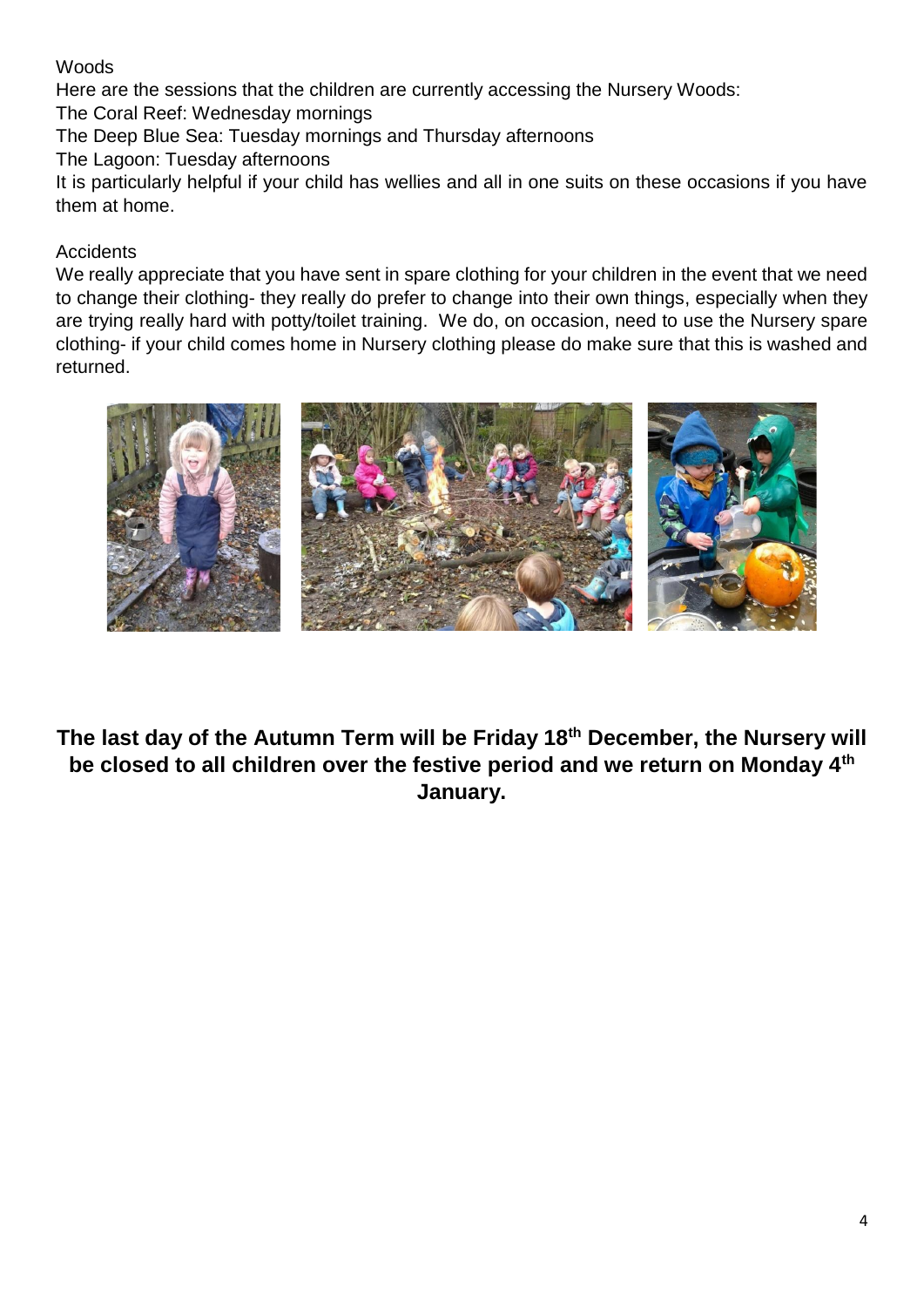Woods

Here are the sessions that the children are currently accessing the Nursery Woods:

The Coral Reef: Wednesday mornings

The Deep Blue Sea: Tuesday mornings and Thursday afternoons

The Lagoon: Tuesday afternoons

It is particularly helpful if your child has wellies and all in one suits on these occasions if you have them at home.

Accidents

We really appreciate that you have sent in spare clothing for your children in the event that we need to change their clothing- they really do prefer to change into their own things, especially when they are trying really hard with potty/toilet training. We do, on occasion, need to use the Nursery spare clothing- if your child comes home in Nursery clothing please do make sure that this is washed and returned.

**The last day of the Autumn Term will be Friday 18th December, the Nursery will be closed to all children over the festive period and we return on Monday 4th January.**